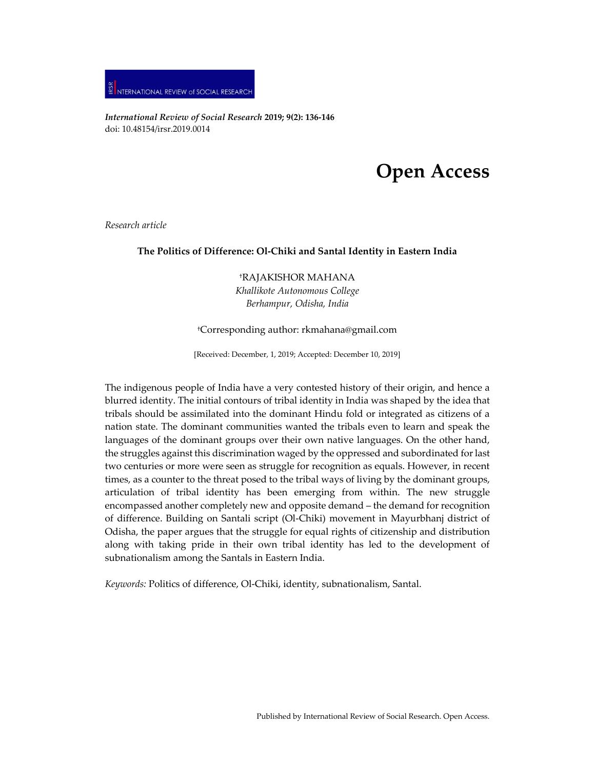*International Review of Social Research* **2019; 9(2): 136-146**
doi: 10.48154/irsr.2019.0014

# Open Access

*Research article*

## The Politics of Difference: Ol-Chiki and Santal Identity in Eastern India

†RAJAKISHOR MAHANA
*Khallikote Autonomous College*
*Berhampur, Odisha, India*

†Corresponding author: rkmahana@gmail.com

[Received: December, 1, 2019; Accepted: December 10, 2019]

The indigenous people of India have a very contested history of their origin, and hence a blurred identity. The initial contours of tribal identity in India was shaped by the idea that tribals should be assimilated into the dominant Hindu fold or integrated as citizens of a nation state. The dominant communities wanted the tribals even to learn and speak the languages of the dominant groups over their own native languages. On the other hand, the struggles against this discrimination waged by the oppressed and subordinated for last two centuries or more were seen as struggle for recognition as equals. However, in recent times, as a counter to the threat posed to the tribal ways of living by the dominant groups, articulation of tribal identity has been emerging from within. The new struggle encompassed another completely new and opposite demand – the demand for recognition of difference. Building on Santali script (Ol-Chiki) movement in Mayurbhanj district of Odisha, the paper argues that the struggle for equal rights of citizenship and distribution along with taking pride in their own tribal identity has led to the development of subnationalism among the Santals in Eastern India.

*Keywords:* Politics of difference, Ol-Chiki, identity, subnationalism, Santal.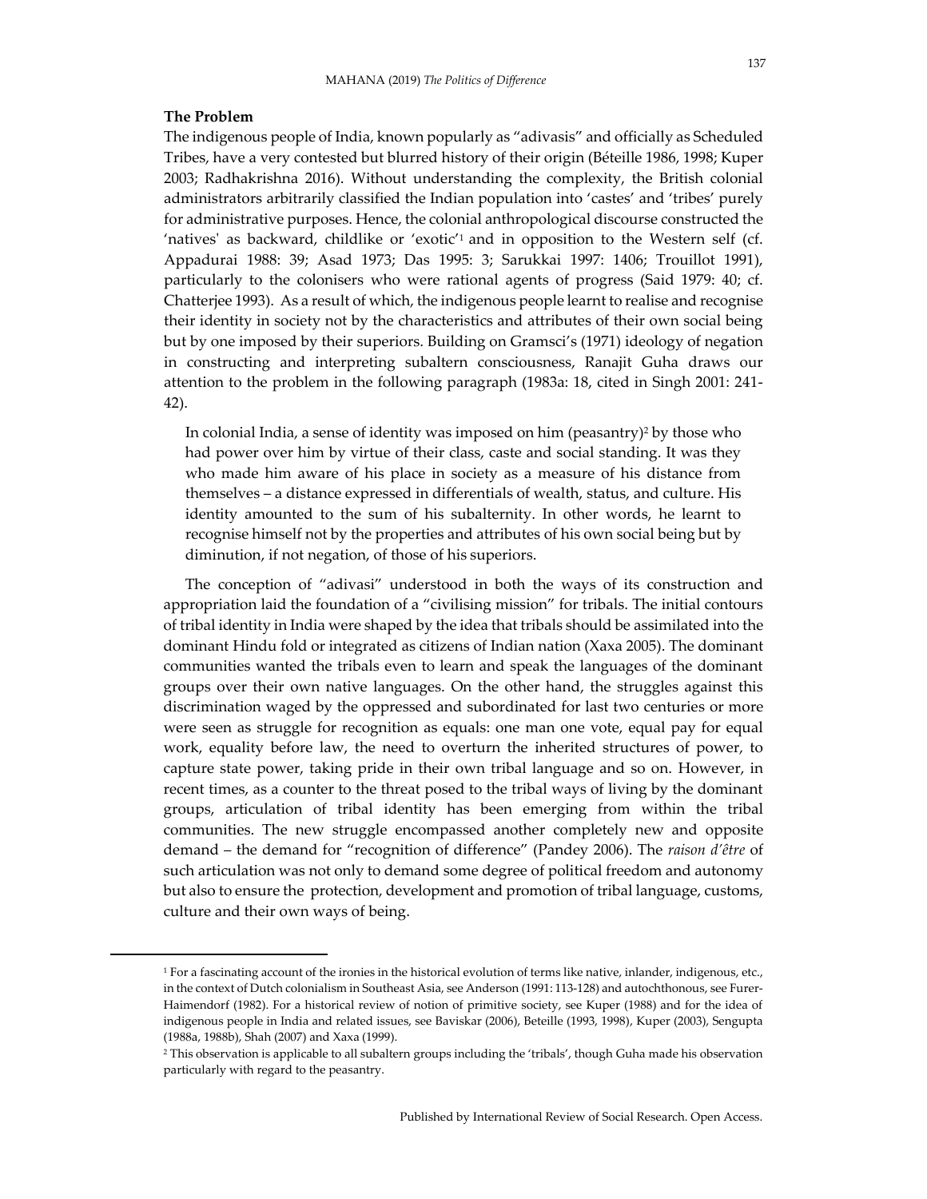**The Problem**

The indigenous people of India, known popularly as "adivasis" and officially as Scheduled Tribes, have a very contested but blurred history of their origin (Béteille 1986, 1998; Kuper 2003; Radhakrishna 2016). Without understanding the complexity, the British colonial administrators arbitrarily classified the Indian population into 'castes' and 'tribes' purely for administrative purposes. Hence, the colonial anthropological discourse constructed the 'natives' as backward, childlike or 'exotic'[1] and in opposition to the Western self (cf. Appadurai 1988: 39; Asad 1973; Das 1995: 3; Sarukkai 1997: 1406; Trouillot 1991), particularly to the colonisers who were rational agents of progress (Said 1979: 40; cf. Chatterjee 1993). As a result of which, the indigenous people learnt to realise and recognise their identity in society not by the characteristics and attributes of their own social being but by one imposed by their superiors. Building on Gramsci's (1971) ideology of negation in constructing and interpreting subaltern consciousness, Ranajit Guha draws our attention to the problem in the following paragraph (1983a: 18, cited in Singh 2001: 241-42).

> In colonial India, a sense of identity was imposed on him (peasantry)[2] by those who had power over him by virtue of their class, caste and social standing. It was they who made him aware of his place in society as a measure of his distance from themselves – a distance expressed in differentials of wealth, status, and culture. His identity amounted to the sum of his subalternity. In other words, he learnt to recognise himself not by the properties and attributes of his own social being but by diminution, if not negation, of those of his superiors.

The conception of "adivasi" understood in both the ways of its construction and appropriation laid the foundation of a "civilising mission" for tribals. The initial contours of tribal identity in India were shaped by the idea that tribals should be assimilated into the dominant Hindu fold or integrated as citizens of Indian nation (Xaxa 2005). The dominant communities wanted the tribals even to learn and speak the languages of the dominant groups over their own native languages. On the other hand, the struggles against this discrimination waged by the oppressed and subordinated for last two centuries or more were seen as struggle for recognition as equals: one man one vote, equal pay for equal work, equality before law, the need to overturn the inherited structures of power, to capture state power, taking pride in their own tribal language and so on. However, in recent times, as a counter to the threat posed to the tribal ways of living by the dominant groups, articulation of tribal identity has been emerging from within the tribal communities. The new struggle encompassed another completely new and opposite demand – the demand for "recognition of difference" (Pandey 2006). The *raison d'être* of such articulation was not only to demand some degree of political freedom and autonomy but also to ensure the protection, development and promotion of tribal language, customs, culture and their own ways of being.

---

[1] For a fascinating account of the ironies in the historical evolution of terms like native, inlander, indigenous, etc., in the context of Dutch colonialism in Southeast Asia, see Anderson (1991: 113-128) and autochthonous, see Furer-Haimendorf (1982). For a historical review of notion of primitive society, see Kuper (1988) and for the idea of indigenous people in India and related issues, see Baviskar (2006), Beteille (1993, 1998), Kuper (2003), Sengupta (1988a, 1988b), Shah (2007) and Xaxa (1999).

[2] This observation is applicable to all subaltern groups including the 'tribals', though Guha made his observation particularly with regard to the peasantry.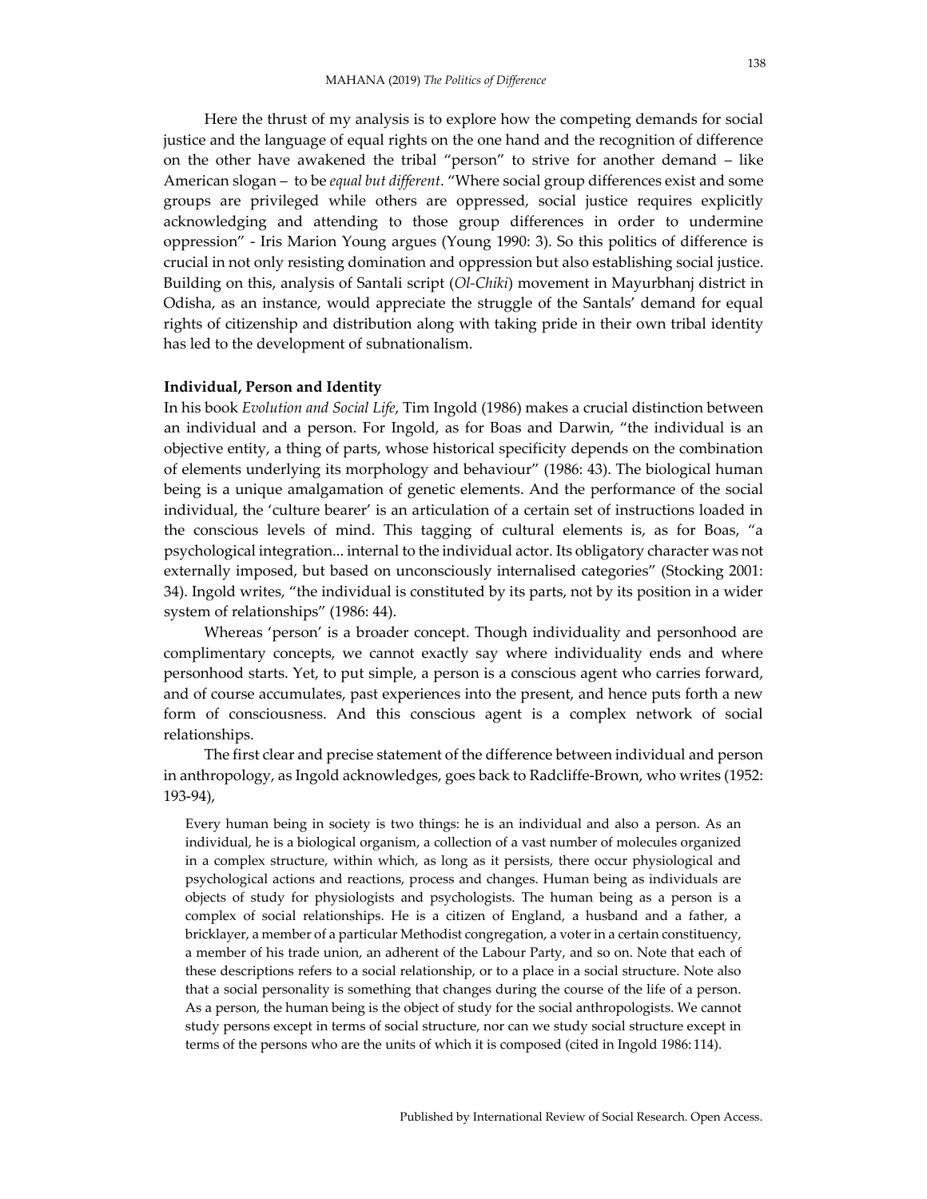Here the thrust of my analysis is to explore how the competing demands for social justice and the language of equal rights on the one hand and the recognition of difference on the other have awakened the tribal "person" to strive for another demand – like American slogan – to be *equal but different*. "Where social group differences exist and some groups are privileged while others are oppressed, social justice requires explicitly acknowledging and attending to those group differences in order to undermine oppression" - Iris Marion Young argues (Young 1990: 3). So this politics of difference is crucial in not only resisting domination and oppression but also establishing social justice. Building on this, analysis of Santali script (*Ol-Chiki*) movement in Mayurbhanj district in Odisha, as an instance, would appreciate the struggle of the Santals' demand for equal rights of citizenship and distribution along with taking pride in their own tribal identity has led to the development of subnationalism.

**Individual, Person and Identity**

In his book *Evolution and Social Life*, Tim Ingold (1986) makes a crucial distinction between an individual and a person. For Ingold, as for Boas and Darwin, "the individual is an objective entity, a thing of parts, whose historical specificity depends on the combination of elements underlying its morphology and behaviour" (1986: 43). The biological human being is a unique amalgamation of genetic elements. And the performance of the social individual, the 'culture bearer' is an articulation of a certain set of instructions loaded in the conscious levels of mind. This tagging of cultural elements is, as for Boas, "a psychological integration... internal to the individual actor. Its obligatory character was not externally imposed, but based on unconsciously internalised categories" (Stocking 2001: 34). Ingold writes, "the individual is constituted by its parts, not by its position in a wider system of relationships" (1986: 44).

Whereas 'person' is a broader concept. Though individuality and personhood are complimentary concepts, we cannot exactly say where individuality ends and where personhood starts. Yet, to put simple, a person is a conscious agent who carries forward, and of course accumulates, past experiences into the present, and hence puts forth a new form of consciousness. And this conscious agent is a complex network of social relationships.

The first clear and precise statement of the difference between individual and person in anthropology, as Ingold acknowledges, goes back to Radcliffe-Brown, who writes (1952: 193-94),

> Every human being in society is two things: he is an individual and also a person. As an individual, he is a biological organism, a collection of a vast number of molecules organized in a complex structure, within which, as long as it persists, there occur physiological and psychological actions and reactions, process and changes. Human being as individuals are objects of study for physiologists and psychologists. The human being as a person is a complex of social relationships. He is a citizen of England, a husband and a father, a bricklayer, a member of a particular Methodist congregation, a voter in a certain constituency, a member of his trade union, an adherent of the Labour Party, and so on. Note that each of these descriptions refers to a social relationship, or to a place in a social structure. Note also that a social personality is something that changes during the course of the life of a person. As a person, the human being is the object of study for the social anthropologists. We cannot study persons except in terms of social structure, nor can we study social structure except in terms of the persons who are the units of which it is composed (cited in Ingold 1986: 114).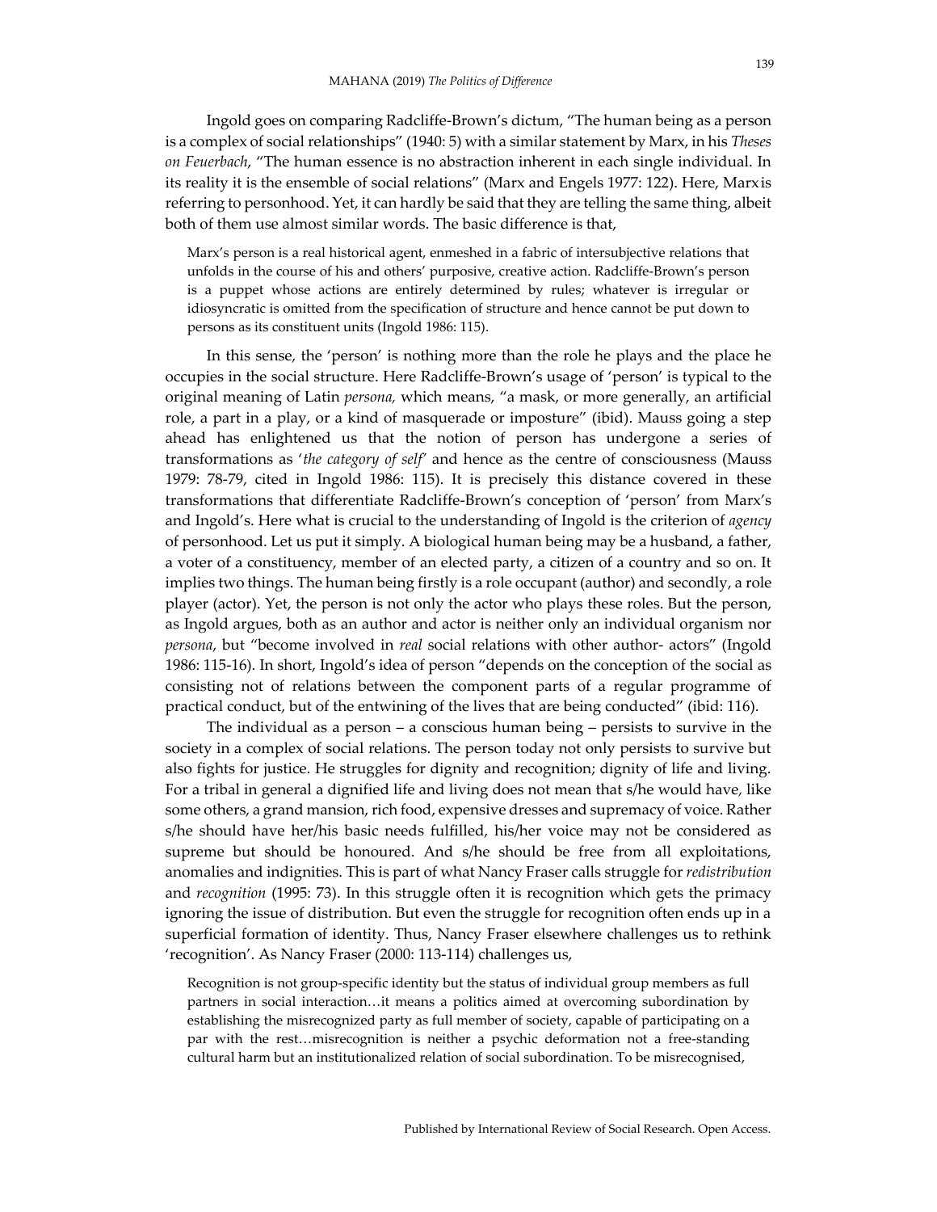Ingold goes on comparing Radcliffe-Brown's dictum, "The human being as a person is a complex of social relationships" (1940: 5) with a similar statement by Marx, in his *Theses on Feuerbach*, "The human essence is no abstraction inherent in each single individual. In its reality it is the ensemble of social relations" (Marx and Engels 1977: 122). Here, Marx is referring to personhood. Yet, it can hardly be said that they are telling the same thing, albeit both of them use almost similar words. The basic difference is that,

> Marx's person is a real historical agent, enmeshed in a fabric of intersubjective relations that unfolds in the course of his and others' purposive, creative action. Radcliffe-Brown's person is a puppet whose actions are entirely determined by rules; whatever is irregular or idiosyncratic is omitted from the specification of structure and hence cannot be put down to persons as its constituent units (Ingold 1986: 115).

In this sense, the 'person' is nothing more than the role he plays and the place he occupies in the social structure. Here Radcliffe-Brown's usage of 'person' is typical to the original meaning of Latin *persona,* which means, "a mask, or more generally, an artificial role, a part in a play, or a kind of masquerade or imposture" (ibid). Mauss going a step ahead has enlightened us that the notion of person has undergone a series of transformations as '*the category of self*' and hence as the centre of consciousness (Mauss 1979: 78-79, cited in Ingold 1986: 115). It is precisely this distance covered in these transformations that differentiate Radcliffe-Brown's conception of 'person' from Marx's and Ingold's. Here what is crucial to the understanding of Ingold is the criterion of *agency* of personhood. Let us put it simply. A biological human being may be a husband, a father, a voter of a constituency, member of an elected party, a citizen of a country and so on. It implies two things. The human being firstly is a role occupant (author) and secondly, a role player (actor). Yet, the person is not only the actor who plays these roles. But the person, as Ingold argues, both as an author and actor is neither only an individual organism nor *persona*, but "become involved in *real* social relations with other author- actors" (Ingold 1986: 115-16). In short, Ingold's idea of person "depends on the conception of the social as consisting not of relations between the component parts of a regular programme of practical conduct, but of the entwining of the lives that are being conducted" (ibid: 116).

The individual as a person – a conscious human being – persists to survive in the society in a complex of social relations. The person today not only persists to survive but also fights for justice. He struggles for dignity and recognition; dignity of life and living. For a tribal in general a dignified life and living does not mean that s/he would have, like some others, a grand mansion, rich food, expensive dresses and supremacy of voice. Rather s/he should have her/his basic needs fulfilled, his/her voice may not be considered as supreme but should be honoured. And s/he should be free from all exploitations, anomalies and indignities. This is part of what Nancy Fraser calls struggle for *redistribution* and *recognition* (1995: 73). In this struggle often it is recognition which gets the primacy ignoring the issue of distribution. But even the struggle for recognition often ends up in a superficial formation of identity. Thus, Nancy Fraser elsewhere challenges us to rethink 'recognition'. As Nancy Fraser (2000: 113-114) challenges us,

> Recognition is not group-specific identity but the status of individual group members as full partners in social interaction…it means a politics aimed at overcoming subordination by establishing the misrecognized party as full member of society, capable of participating on a par with the rest…misrecognition is neither a psychic deformation not a free-standing cultural harm but an institutionalized relation of social subordination. To be misrecognised,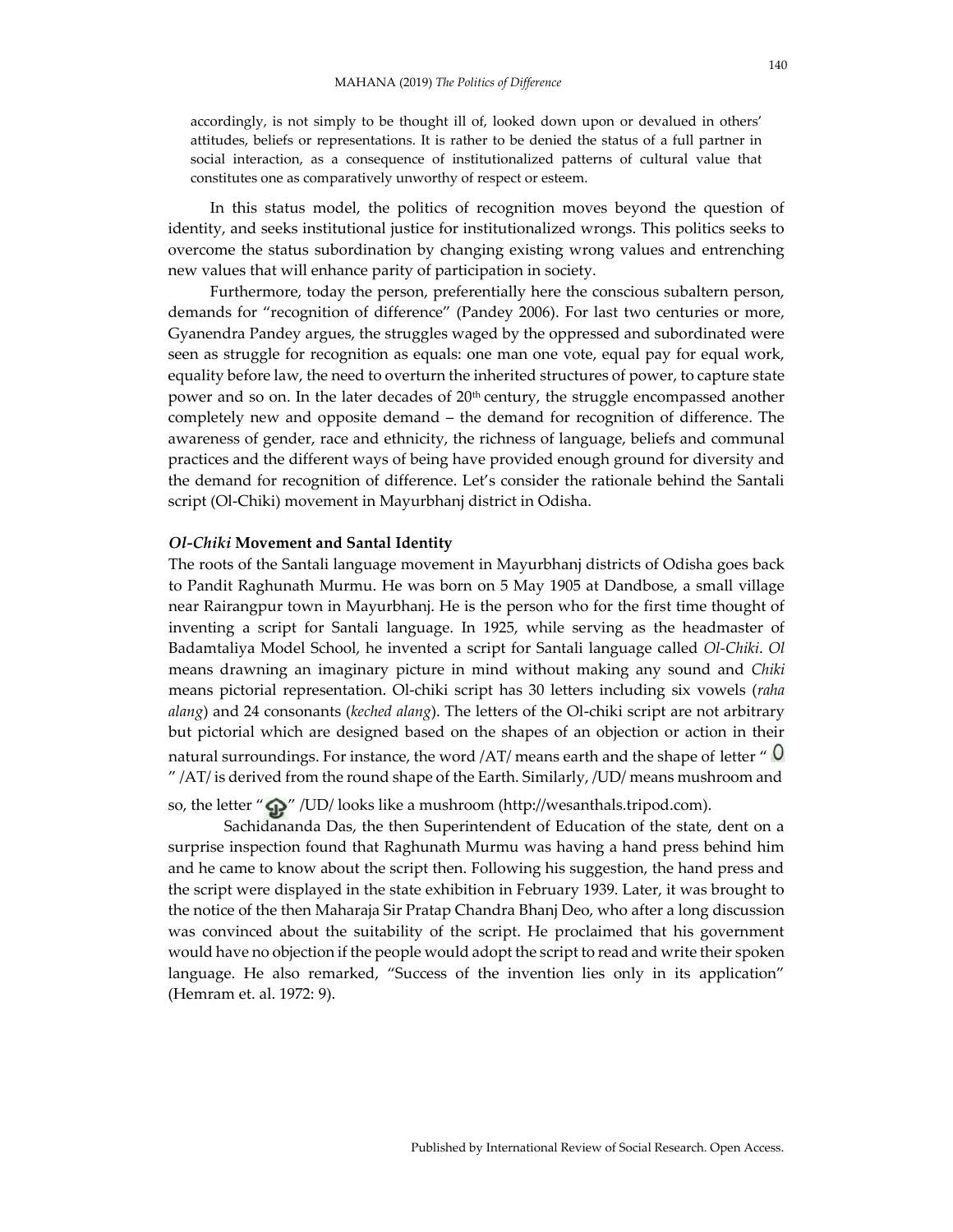accordingly, is not simply to be thought ill of, looked down upon or devalued in others' attitudes, beliefs or representations. It is rather to be denied the status of a full partner in social interaction, as a consequence of institutionalized patterns of cultural value that constitutes one as comparatively unworthy of respect or esteem.

In this status model, the politics of recognition moves beyond the question of identity, and seeks institutional justice for institutionalized wrongs. This politics seeks to overcome the status subordination by changing existing wrong values and entrenching new values that will enhance parity of participation in society.

Furthermore, today the person, preferentially here the conscious subaltern person, demands for "recognition of difference" (Pandey 2006). For last two centuries or more, Gyanendra Pandey argues, the struggles waged by the oppressed and subordinated were seen as struggle for recognition as equals: one man one vote, equal pay for equal work, equality before law, the need to overturn the inherited structures of power, to capture state power and so on. In the later decades of 20th century, the struggle encompassed another completely new and opposite demand – the demand for recognition of difference. The awareness of gender, race and ethnicity, the richness of language, beliefs and communal practices and the different ways of being have provided enough ground for diversity and the demand for recognition of difference. Let's consider the rationale behind the Santali script (Ol-Chiki) movement in Mayurbhanj district in Odisha.

### *Ol-Chiki* Movement and Santal Identity

The roots of the Santali language movement in Mayurbhanj districts of Odisha goes back to Pandit Raghunath Murmu. He was born on 5 May 1905 at Dandbose, a small village near Rairangpur town in Mayurbhanj. He is the person who for the first time thought of inventing a script for Santali language. In 1925, while serving as the headmaster of Badamtaliya Model School, he invented a script for Santali language called *Ol-Chiki*. *Ol* means drawning an imaginary picture in mind without making any sound and *Chiki* means pictorial representation. Ol-chiki script has 30 letters including six vowels (*raha alang*) and 24 consonants (*keched alang*). The letters of the Ol-chiki script are not arbitrary but pictorial which are designed based on the shapes of an objection or action in their natural surroundings. For instance, the word /AT/ means earth and the shape of letter " ᱚ " /AT/ is derived from the round shape of the Earth. Similarly, /UD/ means mushroom and so, the letter " ᱩ " /UD/ looks like a mushroom (http://wesanthals.tripod.com).

Sachidananda Das, the then Superintendent of Education of the state, dent on a surprise inspection found that Raghunath Murmu was having a hand press behind him and he came to know about the script then. Following his suggestion, the hand press and the script were displayed in the state exhibition in February 1939. Later, it was brought to the notice of the then Maharaja Sir Pratap Chandra Bhanj Deo, who after a long discussion was convinced about the suitability of the script. He proclaimed that his government would have no objection if the people would adopt the script to read and write their spoken language. He also remarked, "Success of the invention lies only in its application" (Hemram et. al. 1972: 9).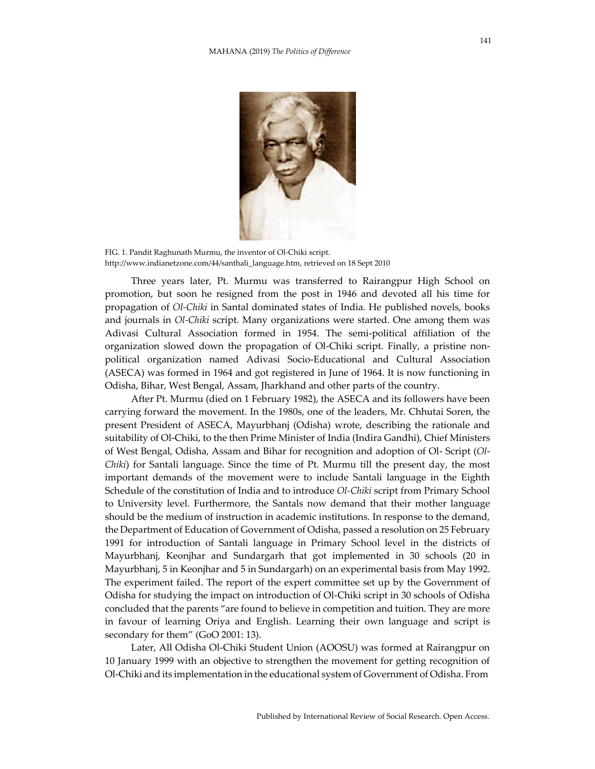FIG. 1. Pandit Raghunath Murmu, the inventor of Ol-Chiki script.
http://www.indianetzone.com/44/santhali_language.htm, retrieved on 18 Sept 2010

Three years later, Pt. Murmu was transferred to Rairangpur High School on promotion, but soon he resigned from the post in 1946 and devoted all his time for propagation of *Ol-Chiki* in Santal dominated states of India. He published novels, books and journals in *Ol-Chiki* script. Many organizations were started. One among them was Adivasi Cultural Association formed in 1954. The semi-political affiliation of the organization slowed down the propagation of Ol-Chiki script. Finally, a pristine non-political organization named Adivasi Socio-Educational and Cultural Association (ASECA) was formed in 1964 and got registered in June of 1964. It is now functioning in Odisha, Bihar, West Bengal, Assam, Jharkhand and other parts of the country.

After Pt. Murmu (died on 1 February 1982), the ASECA and its followers have been carrying forward the movement. In the 1980s, one of the leaders, Mr. Chhutai Soren, the present President of ASECA, Mayurbhanj (Odisha) wrote, describing the rationale and suitability of Ol-Chiki, to the then Prime Minister of India (Indira Gandhi), Chief Ministers of West Bengal, Odisha, Assam and Bihar for recognition and adoption of Ol- Script (*Ol-Chiki*) for Santali language. Since the time of Pt. Murmu till the present day, the most important demands of the movement were to include Santali language in the Eighth Schedule of the constitution of India and to introduce *Ol-Chiki* script from Primary School to University level. Furthermore, the Santals now demand that their mother language should be the medium of instruction in academic institutions. In response to the demand, the Department of Education of Government of Odisha, passed a resolution on 25 February 1991 for introduction of Santali language in Primary School level in the districts of Mayurbhanj, Keonjhar and Sundargarh that got implemented in 30 schools (20 in Mayurbhanj, 5 in Keonjhar and 5 in Sundargarh) on an experimental basis from May 1992. The experiment failed. The report of the expert committee set up by the Government of Odisha for studying the impact on introduction of Ol-Chiki script in 30 schools of Odisha concluded that the parents "are found to believe in competition and tuition. They are more in favour of learning Oriya and English. Learning their own language and script is secondary for them" (GoO 2001: 13).

Later, All Odisha Ol-Chiki Student Union (AOOSU) was formed at Rairangpur on 10 January 1999 with an objective to strengthen the movement for getting recognition of Ol-Chiki and its implementation in the educational system of Government of Odisha. From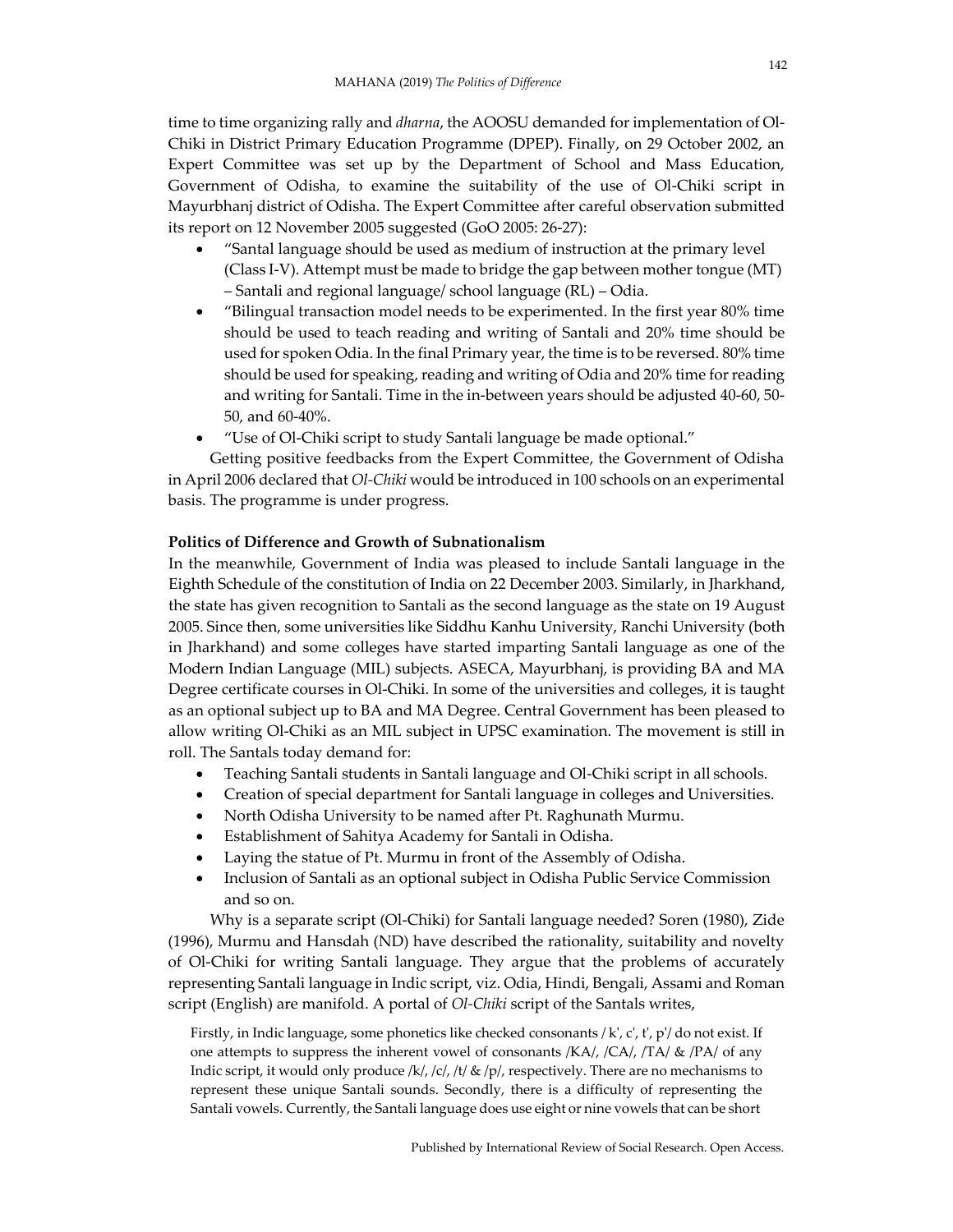time to time organizing rally and *dharna*, the AOOSU demanded for implementation of Ol-Chiki in District Primary Education Programme (DPEP). Finally, on 29 October 2002, an Expert Committee was set up by the Department of School and Mass Education, Government of Odisha, to examine the suitability of the use of Ol-Chiki script in Mayurbhanj district of Odisha. The Expert Committee after careful observation submitted its report on 12 November 2005 suggested (GoO 2005: 26-27):

- "Santal language should be used as medium of instruction at the primary level (Class I-V). Attempt must be made to bridge the gap between mother tongue (MT) – Santali and regional language/ school language (RL) – Odia.
- "Bilingual transaction model needs to be experimented. In the first year 80% time should be used to teach reading and writing of Santali and 20% time should be used for spoken Odia. In the final Primary year, the time is to be reversed. 80% time should be used for speaking, reading and writing of Odia and 20% time for reading and writing for Santali. Time in the in-between years should be adjusted 40-60, 50-50, and 60-40%.
- "Use of Ol-Chiki script to study Santali language be made optional."

Getting positive feedbacks from the Expert Committee, the Government of Odisha in April 2006 declared that *Ol-Chiki* would be introduced in 100 schools on an experimental basis. The programme is under progress.

**Politics of Difference and Growth of Subnationalism**

In the meanwhile, Government of India was pleased to include Santali language in the Eighth Schedule of the constitution of India on 22 December 2003. Similarly, in Jharkhand, the state has given recognition to Santali as the second language as the state on 19 August 2005. Since then, some universities like Siddhu Kanhu University, Ranchi University (both in Jharkhand) and some colleges have started imparting Santali language as one of the Modern Indian Language (MIL) subjects. ASECA, Mayurbhanj, is providing BA and MA Degree certificate courses in Ol-Chiki. In some of the universities and colleges, it is taught as an optional subject up to BA and MA Degree. Central Government has been pleased to allow writing Ol-Chiki as an MIL subject in UPSC examination. The movement is still in roll. The Santals today demand for:

- Teaching Santali students in Santali language and Ol-Chiki script in all schools.
- Creation of special department for Santali language in colleges and Universities.
- North Odisha University to be named after Pt. Raghunath Murmu.
- Establishment of Sahitya Academy for Santali in Odisha.
- Laying the statue of Pt. Murmu in front of the Assembly of Odisha.
- Inclusion of Santali as an optional subject in Odisha Public Service Commission and so on.

Why is a separate script (Ol-Chiki) for Santali language needed? Soren (1980), Zide (1996), Murmu and Hansdah (ND) have described the rationality, suitability and novelty of Ol-Chiki for writing Santali language. They argue that the problems of accurately representing Santali language in Indic script, viz. Odia, Hindi, Bengali, Assami and Roman script (English) are manifold. A portal of *Ol-Chiki* script of the Santals writes,

> Firstly, in Indic language, some phonetics like checked consonants / k', c', t', p'/ do not exist. If one attempts to suppress the inherent vowel of consonants /KA/, /CA/, /TA/ & /PA/ of any Indic script, it would only produce /k/, /c/, /t/ & /p/, respectively. There are no mechanisms to represent these unique Santali sounds. Secondly, there is a difficulty of representing the Santali vowels. Currently, the Santali language does use eight or nine vowels that can be short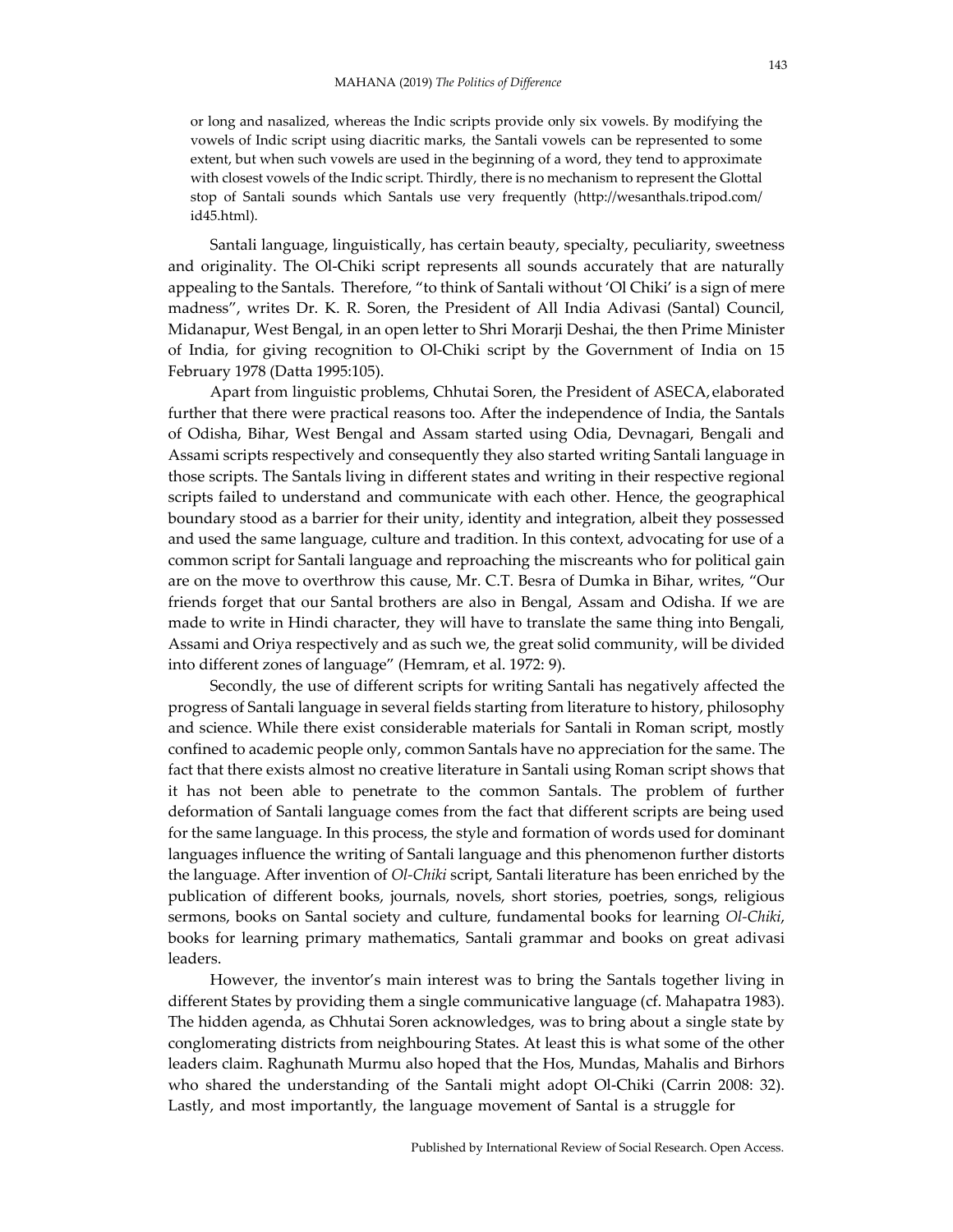or long and nasalized, whereas the Indic scripts provide only six vowels. By modifying the vowels of Indic script using diacritic marks, the Santali vowels can be represented to some extent, but when such vowels are used in the beginning of a word, they tend to approximate with closest vowels of the Indic script. Thirdly, there is no mechanism to represent the Glottal stop of Santali sounds which Santals use very frequently (http://wesanthals.tripod.com/id45.html).

Santali language, linguistically, has certain beauty, specialty, peculiarity, sweetness and originality. The Ol-Chiki script represents all sounds accurately that are naturally appealing to the Santals. Therefore, "to think of Santali without 'Ol Chiki' is a sign of mere madness", writes Dr. K. R. Soren, the President of All India Adivasi (Santal) Council, Midanapur, West Bengal, in an open letter to Shri Morarji Deshai, the then Prime Minister of India, for giving recognition to Ol-Chiki script by the Government of India on 15 February 1978 (Datta 1995:105).

Apart from linguistic problems, Chhutai Soren, the President of ASECA, elaborated further that there were practical reasons too. After the independence of India, the Santals of Odisha, Bihar, West Bengal and Assam started using Odia, Devnagari, Bengali and Assami scripts respectively and consequently they also started writing Santali language in those scripts. The Santals living in different states and writing in their respective regional scripts failed to understand and communicate with each other. Hence, the geographical boundary stood as a barrier for their unity, identity and integration, albeit they possessed and used the same language, culture and tradition. In this context, advocating for use of a common script for Santali language and reproaching the miscreants who for political gain are on the move to overthrow this cause, Mr. C.T. Besra of Dumka in Bihar, writes, "Our friends forget that our Santal brothers are also in Bengal, Assam and Odisha. If we are made to write in Hindi character, they will have to translate the same thing into Bengali, Assami and Oriya respectively and as such we, the great solid community, will be divided into different zones of language" (Hemram, et al. 1972: 9).

Secondly, the use of different scripts for writing Santali has negatively affected the progress of Santali language in several fields starting from literature to history, philosophy and science. While there exist considerable materials for Santali in Roman script, mostly confined to academic people only, common Santals have no appreciation for the same. The fact that there exists almost no creative literature in Santali using Roman script shows that it has not been able to penetrate to the common Santals. The problem of further deformation of Santali language comes from the fact that different scripts are being used for the same language. In this process, the style and formation of words used for dominant languages influence the writing of Santali language and this phenomenon further distorts the language. After invention of *Ol-Chiki* script, Santali literature has been enriched by the publication of different books, journals, novels, short stories, poetries, songs, religious sermons, books on Santal society and culture, fundamental books for learning *Ol-Chiki*, books for learning primary mathematics, Santali grammar and books on great adivasi leaders.

However, the inventor's main interest was to bring the Santals together living in different States by providing them a single communicative language (cf. Mahapatra 1983). The hidden agenda, as Chhutai Soren acknowledges, was to bring about a single state by conglomerating districts from neighbouring States. At least this is what some of the other leaders claim. Raghunath Murmu also hoped that the Hos, Mundas, Mahalis and Birhors who shared the understanding of the Santali might adopt Ol-Chiki (Carrin 2008: 32). Lastly, and most importantly, the language movement of Santal is a struggle for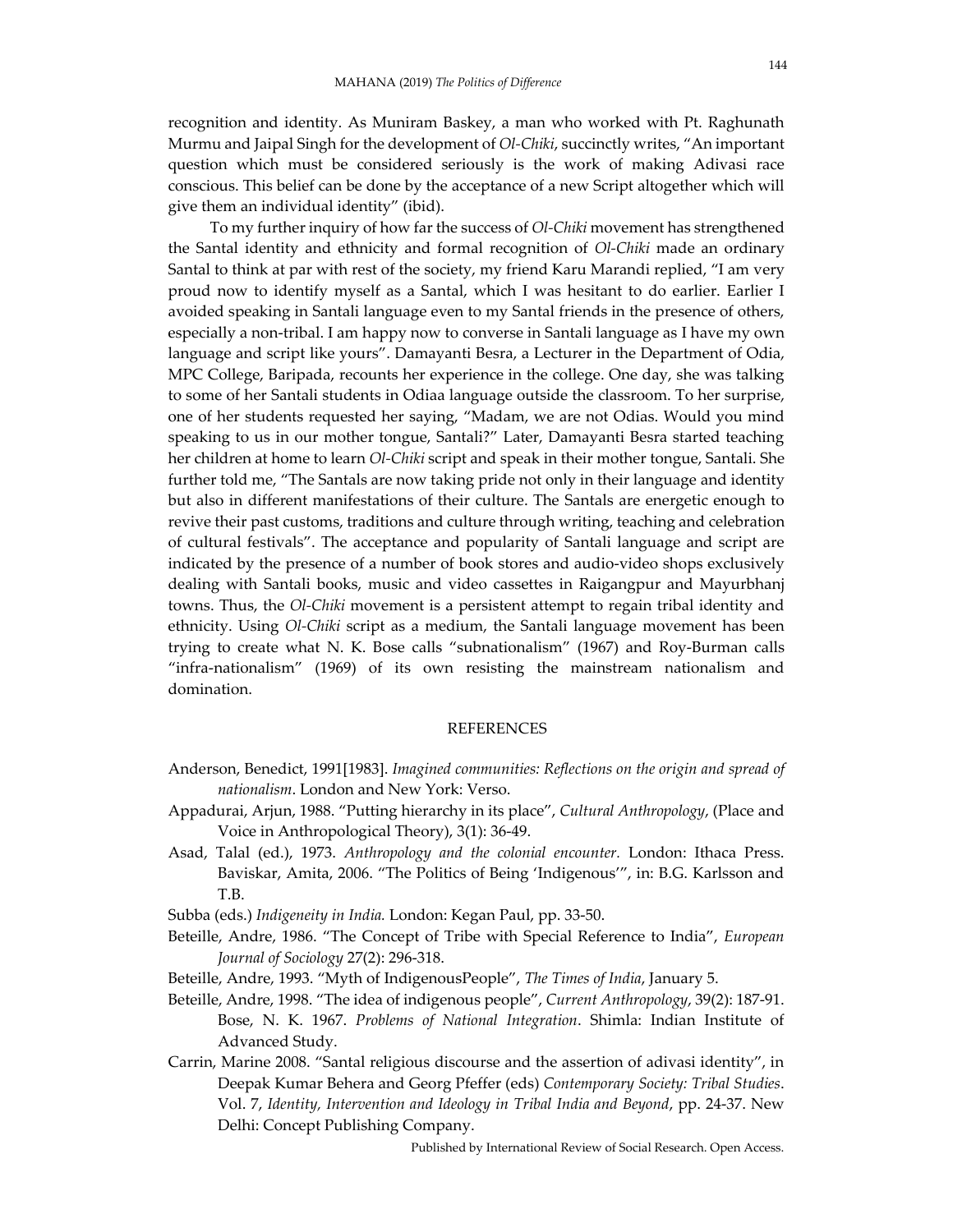recognition and identity. As Muniram Baskey, a man who worked with Pt. Raghunath Murmu and Jaipal Singh for the development of *Ol-Chiki*, succinctly writes, "An important question which must be considered seriously is the work of making Adivasi race conscious. This belief can be done by the acceptance of a new Script altogether which will give them an individual identity" (ibid).

To my further inquiry of how far the success of *Ol-Chiki* movement has strengthened the Santal identity and ethnicity and formal recognition of *Ol-Chiki* made an ordinary Santal to think at par with rest of the society, my friend Karu Marandi replied, "I am very proud now to identify myself as a Santal, which I was hesitant to do earlier. Earlier I avoided speaking in Santali language even to my Santal friends in the presence of others, especially a non-tribal. I am happy now to converse in Santali language as I have my own language and script like yours". Damayanti Besra, a Lecturer in the Department of Odia, MPC College, Baripada, recounts her experience in the college. One day, she was talking to some of her Santali students in Odiaa language outside the classroom. To her surprise, one of her students requested her saying, "Madam, we are not Odias. Would you mind speaking to us in our mother tongue, Santali?" Later, Damayanti Besra started teaching her children at home to learn *Ol-Chiki* script and speak in their mother tongue, Santali. She further told me, "The Santals are now taking pride not only in their language and identity but also in different manifestations of their culture. The Santals are energetic enough to revive their past customs, traditions and culture through writing, teaching and celebration of cultural festivals". The acceptance and popularity of Santali language and script are indicated by the presence of a number of book stores and audio-video shops exclusively dealing with Santali books, music and video cassettes in Raigangpur and Mayurbhanj towns. Thus, the *Ol-Chiki* movement is a persistent attempt to regain tribal identity and ethnicity. Using *Ol-Chiki* script as a medium, the Santali language movement has been trying to create what N. K. Bose calls "subnationalism" (1967) and Roy-Burman calls "infra-nationalism" (1969) of its own resisting the mainstream nationalism and domination.

## REFERENCES

Anderson, Benedict, 1991[1983]. *Imagined communities: Reflections on the origin and spread of nationalism*. London and New York: Verso.

Appadurai, Arjun, 1988. "Putting hierarchy in its place", *Cultural Anthropology*, (Place and Voice in Anthropological Theory), 3(1): 36-49.

Asad, Talal (ed.), 1973. *Anthropology and the colonial encounter.* London: Ithaca Press. Baviskar, Amita, 2006. "The Politics of Being 'Indigenous'", in: B.G. Karlsson and T.B.

Subba (eds.) *Indigeneity in India.* London: Kegan Paul, pp. 33-50.

Beteille, Andre, 1986. "The Concept of Tribe with Special Reference to India", *European Journal of Sociology* 27(2): 296-318.

Beteille, Andre, 1993. "Myth of IndigenousPeople", *The Times of India*, January 5.

Beteille, Andre, 1998. "The idea of indigenous people", *Current Anthropology*, 39(2): 187-91. Bose, N. K. 1967. *Problems of National Integration*. Shimla: Indian Institute of Advanced Study.

Carrin, Marine 2008. "Santal religious discourse and the assertion of adivasi identity", in Deepak Kumar Behera and Georg Pfeffer (eds) *Contemporary Society: Tribal Studies*. Vol. 7, *Identity, Intervention and Ideology in Tribal India and Beyond*, pp. 24-37. New Delhi: Concept Publishing Company.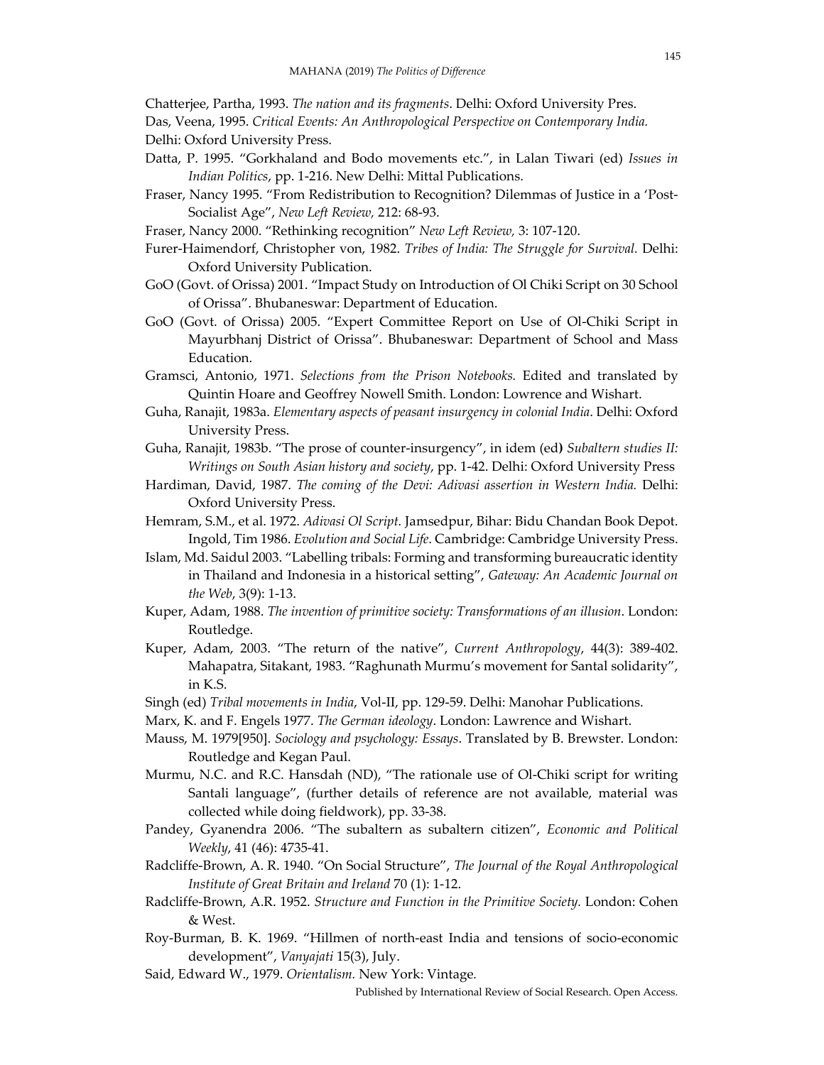Chatterjee, Partha, 1993. *The nation and its fragments*. Delhi: Oxford University Pres.

Das, Veena, 1995. *Critical Events: An Anthropological Perspective on Contemporary India.* Delhi: Oxford University Press.

Datta, P. 1995. "Gorkhaland and Bodo movements etc.", in Lalan Tiwari (ed) *Issues in Indian Politics*, pp. 1-216. New Delhi: Mittal Publications.

Fraser, Nancy 1995. "From Redistribution to Recognition? Dilemmas of Justice in a 'Post-Socialist Age", *New Left Review,* 212: 68-93.

Fraser, Nancy 2000. "Rethinking recognition" *New Left Review,* 3: 107-120.

Furer-Haimendorf, Christopher von, 1982. *Tribes of India: The Struggle for Survival.* Delhi: Oxford University Publication.

GoO (Govt. of Orissa) 2001. "Impact Study on Introduction of Ol Chiki Script on 30 School of Orissa". Bhubaneswar: Department of Education.

GoO (Govt. of Orissa) 2005. "Expert Committee Report on Use of Ol-Chiki Script in Mayurbhanj District of Orissa". Bhubaneswar: Department of School and Mass Education.

Gramsci, Antonio, 1971. *Selections from the Prison Notebooks.* Edited and translated by Quintin Hoare and Geoffrey Nowell Smith. London: Lowrence and Wishart.

Guha, Ranajit, 1983a. *Elementary aspects of peasant insurgency in colonial India*. Delhi: Oxford University Press.

Guha, Ranajit, 1983b. "The prose of counter-insurgency", in idem (ed) *Subaltern studies II: Writings on South Asian history and society*, pp. 1-42. Delhi: Oxford University Press

Hardiman, David, 1987. *The coming of the Devi: Adivasi assertion in Western India.* Delhi: Oxford University Press.

Hemram, S.M., et al. 1972. *Adivasi Ol Script.* Jamsedpur, Bihar: Bidu Chandan Book Depot. Ingold, Tim 1986. *Evolution and Social Life*. Cambridge: Cambridge University Press.

Islam, Md. Saidul 2003. "Labelling tribals: Forming and transforming bureaucratic identity in Thailand and Indonesia in a historical setting", *Gateway: An Academic Journal on the Web*, 3(9): 1-13.

Kuper, Adam, 1988. *The invention of primitive society: Transformations of an illusion*. London: Routledge.

Kuper, Adam, 2003. "The return of the native", *Current Anthropology*, 44(3): 389-402. Mahapatra, Sitakant, 1983. "Raghunath Murmu's movement for Santal solidarity", in K.S.

Singh (ed) *Tribal movements in India*, Vol-II, pp. 129-59. Delhi: Manohar Publications.

Marx, K. and F. Engels 1977. *The German ideology*. London: Lawrence and Wishart.

Mauss, M. 1979[950]. *Sociology and psychology: Essays*. Translated by B. Brewster. London: Routledge and Kegan Paul.

Murmu, N.C. and R.C. Hansdah (ND), "The rationale use of Ol-Chiki script for writing Santali language", (further details of reference are not available, material was collected while doing fieldwork), pp. 33-38.

Pandey, Gyanendra 2006. "The subaltern as subaltern citizen", *Economic and Political Weekly*, 41 (46): 4735-41.

Radcliffe-Brown, A. R. 1940. "On Social Structure", *The Journal of the Royal Anthropological Institute of Great Britain and Ireland* 70 (1): 1-12.

Radcliffe-Brown, A.R. 1952. *Structure and Function in the Primitive Society.* London: Cohen & West.

Roy-Burman, B. K. 1969. "Hillmen of north-east India and tensions of socio-economic development", *Vanyajati* 15(3), July.

Said, Edward W., 1979. *Orientalism.* New York: Vintage.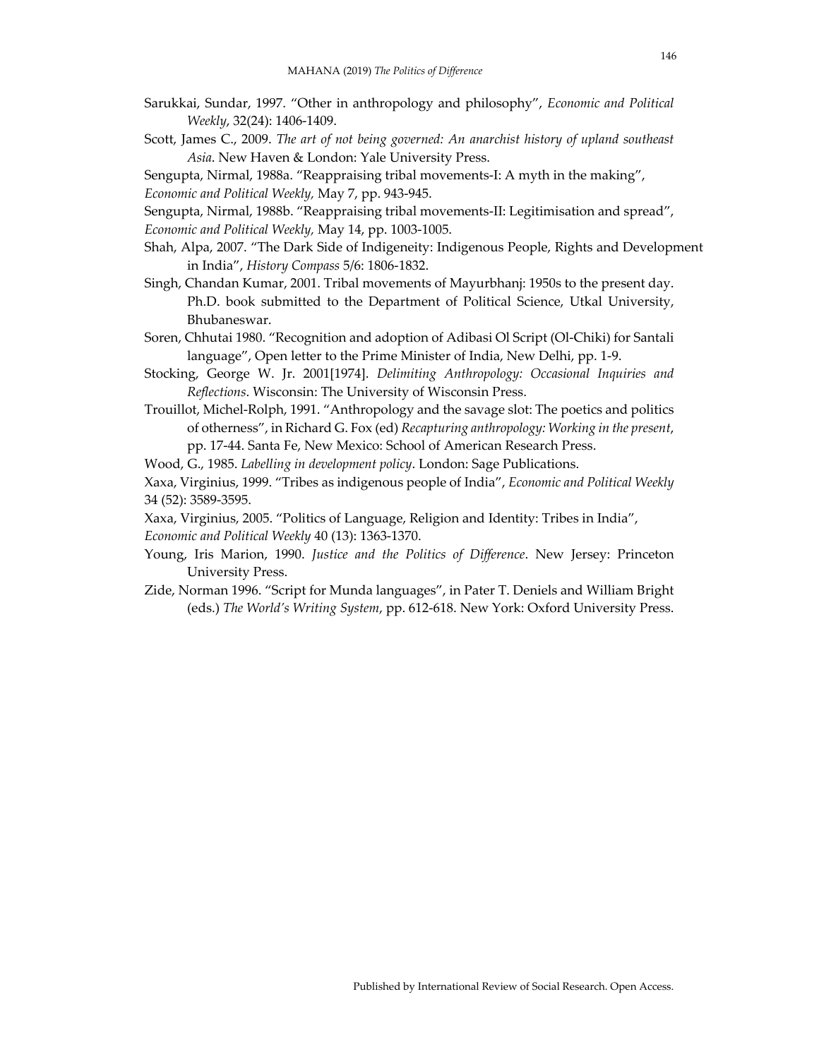Sarukkai, Sundar, 1997. "Other in anthropology and philosophy", *Economic and Political Weekly*, 32(24): 1406-1409.

Scott, James C., 2009. *The art of not being governed: An anarchist history of upland southeast Asia*. New Haven & London: Yale University Press.

Sengupta, Nirmal, 1988a. "Reappraising tribal movements-I: A myth in the making", *Economic and Political Weekly,* May 7, pp. 943-945.

Sengupta, Nirmal, 1988b. "Reappraising tribal movements-II: Legitimisation and spread", *Economic and Political Weekly,* May 14, pp. 1003-1005.

Shah, Alpa, 2007. "The Dark Side of Indigeneity: Indigenous People, Rights and Development in India", *History Compass* 5/6: 1806-1832.

Singh, Chandan Kumar, 2001. Tribal movements of Mayurbhanj: 1950s to the present day. Ph.D. book submitted to the Department of Political Science, Utkal University, Bhubaneswar.

Soren, Chhutai 1980. "Recognition and adoption of Adibasi Ol Script (Ol-Chiki) for Santali language", Open letter to the Prime Minister of India, New Delhi, pp. 1-9.

Stocking, George W. Jr. 2001[1974]. *Delimiting Anthropology: Occasional Inquiries and Reflections*. Wisconsin: The University of Wisconsin Press.

Trouillot, Michel-Rolph, 1991. "Anthropology and the savage slot: The poetics and politics of otherness", in Richard G. Fox (ed) *Recapturing anthropology: Working in the present*, pp. 17-44. Santa Fe, New Mexico: School of American Research Press.

Wood, G., 1985. *Labelling in development policy*. London: Sage Publications.

Xaxa, Virginius, 1999. "Tribes as indigenous people of India", *Economic and Political Weekly* 34 (52): 3589-3595.

Xaxa, Virginius, 2005. "Politics of Language, Religion and Identity: Tribes in India", *Economic and Political Weekly* 40 (13): 1363-1370.

Young, Iris Marion, 1990. *Justice and the Politics of Difference*. New Jersey: Princeton University Press.

Zide, Norman 1996. "Script for Munda languages", in Pater T. Deniels and William Bright (eds.) *The World's Writing System*, pp. 612-618. New York: Oxford University Press.